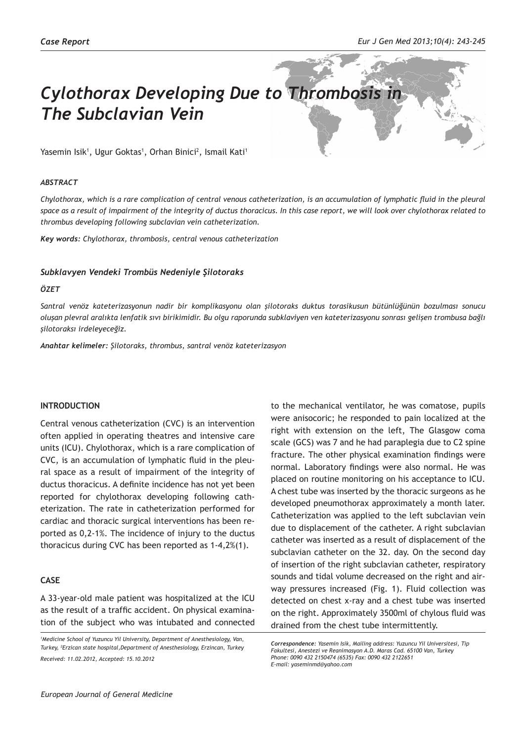*Case Report*

# *Cylothorax Developing Due to Thrombosis in The Subclavian Vein*

Yasemin Isik[1], Ugur Goktas[1], Orhan Binici[2], Ismail Kati[1]

### *ABSTRACT*

*Chylothorax, which is a rare complication of central venous catheterization, is an accumulation of lymphatic fluid in the pleural space as a result of impairment of the integrity of ductus thoracicus. In this case report, we will look over chylothorax related to thrombus developing following subclavian vein catheterization.*

***Key words:*** *Chylothorax, thrombosis, central venous catheterization*

### *Subklavyen Vendeki Trombüs Nedeniyle Şilotoraks*

### *ÖZET*

*Santral venöz kateterizasyonun nadir bir komplikasyonu olan şilotoraks duktus torasikusun bütünlüğünün bozulması sonucu oluşan plevral aralıkta lenfatik sıvı birikimidir. Bu olgu raporunda subklaviyen ven kateterizasyonu sonrası gelişen trombusa bağlı şilotoraksı irdeleyeceğiz.*

***Anahtar kelimeler:*** *Şilotoraks, thrombus, santral venöz kateterizasyon*

## INTRODUCTION

Central venous catheterization (CVC) is an intervention often applied in operating theatres and intensive care units (ICU). Chylothorax, which is a rare complication of CVC, is an accumulation of lymphatic fluid in the pleural space as a result of impairment of the integrity of ductus thoracicus. A definite incidence has not yet been reported for chylothorax developing following catheterization. The rate in catheterization performed for cardiac and thoracic surgical interventions has been reported as 0,2-1%. The incidence of injury to the ductus thoracicus during CVC has been reported as 1-4,2%(1).

## CASE

A 33-year-old male patient was hospitalized at the ICU as the result of a traffic accident. On physical examination of the subject who was intubated and connected to the mechanical ventilator, he was comatose, pupils were anisocoric; he responded to pain localized at the right with extension on the left, The Glasgow coma scale (GCS) was 7 and he had paraplegia due to C2 spine fracture. The other physical examination findings were normal. Laboratory findings were also normal. He was placed on routine monitoring on his acceptance to ICU. A chest tube was inserted by the thoracic surgeons as he developed pneumothorax approximately a month later. Catheterization was applied to the left subclavian vein due to displacement of the catheter. A right subclavian catheter was inserted as a result of displacement of the subclavian catheter on the 32. day. On the second day of insertion of the right subclavian catheter, respiratory sounds and tidal volume decreased on the right and airway pressures increased (Fig. 1). Fluid collection was detected on chest x-ray and a chest tube was inserted on the right. Approximately 3500ml of chylous fluid was drained from the chest tube intermittently.

---

[1]Medicine School of Yuzuncu Yil University, Department of Anesthesiology, Van, Turkey, [2]Erzican state hospital,Department of Anesthesiology, Erzincan, Turkey

*Received: 11.02.2012, Accepted: 15.10.2012*

***Correspondence:*** *Yasemin Isik, Mailing address: Yuzuncu Yil Universitesi, Tip Fakultesi, Anestezi ve Reanimasyon A.D. Maras Cad. 65100 Van, Turkey*
*Phone: 0090 432 2150474 (6535) Fax: 0090 432 2122651*
*E-mail: yaseminmd@yahoo.com*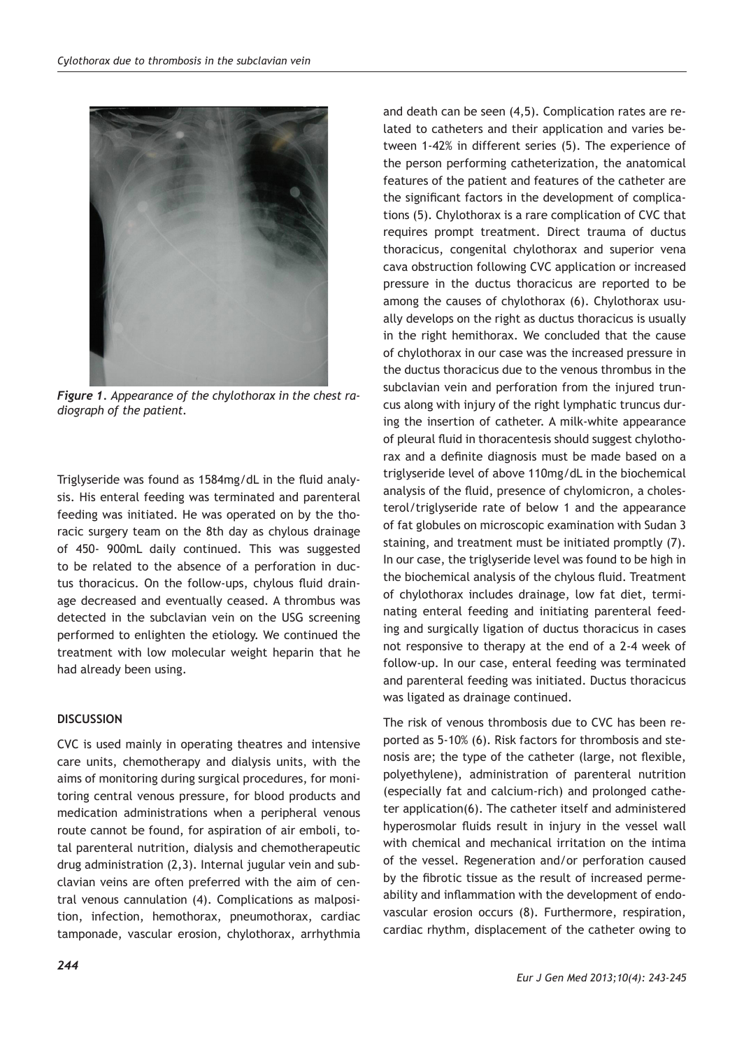*Figure 1. Appearance of the chylothorax in the chest radiograph of the patient.*

Triglyseride was found as 1584mg/dL in the fluid analysis. His enteral feeding was terminated and parenteral feeding was initiated. He was operated on by the thoracic surgery team on the 8th day as chylous drainage of 450- 900mL daily continued. This was suggested to be related to the absence of a perforation in ductus thoracicus. On the follow-ups, chylous fluid drainage decreased and eventually ceased. A thrombus was detected in the subclavian vein on the USG screening performed to enlighten the etiology. We continued the treatment with low molecular weight heparin that he had already been using.

## DISCUSSION

CVC is used mainly in operating theatres and intensive care units, chemotherapy and dialysis units, with the aims of monitoring during surgical procedures, for monitoring central venous pressure, for blood products and medication administrations when a peripheral venous route cannot be found, for aspiration of air emboli, total parenteral nutrition, dialysis and chemotherapeutic drug administration (2,3). Internal jugular vein and subclavian veins are often preferred with the aim of central venous cannulation (4). Complications as malposition, infection, hemothorax, pneumothorax, cardiac tamponade, vascular erosion, chylothorax, arrhythmia and death can be seen (4,5). Complication rates are related to catheters and their application and varies between 1-42% in different series (5). The experience of the person performing catheterization, the anatomical features of the patient and features of the catheter are the significant factors in the development of complications (5). Chylothorax is a rare complication of CVC that requires prompt treatment. Direct trauma of ductus thoracicus, congenital chylothorax and superior vena cava obstruction following CVC application or increased pressure in the ductus thoracicus are reported to be among the causes of chylothorax (6). Chylothorax usually develops on the right as ductus thoracicus is usually in the right hemithorax. We concluded that the cause of chylothorax in our case was the increased pressure in the ductus thoracicus due to the venous thrombus in the subclavian vein and perforation from the injured truncus along with injury of the right lymphatic truncus during the insertion of catheter. A milk-white appearance of pleural fluid in thoracentesis should suggest chylothorax and a definite diagnosis must be made based on a triglyseride level of above 110mg/dL in the biochemical analysis of the fluid, presence of chylomicron, a cholesterol/triglyseride rate of below 1 and the appearance of fat globules on microscopic examination with Sudan 3 staining, and treatment must be initiated promptly (7). In our case, the triglyseride level was found to be high in the biochemical analysis of the chylous fluid. Treatment of chylothorax includes drainage, low fat diet, terminating enteral feeding and initiating parenteral feeding and surgically ligation of ductus thoracicus in cases not responsive to therapy at the end of a 2-4 week of follow-up. In our case, enteral feeding was terminated and parenteral feeding was initiated. Ductus thoracicus was ligated as drainage continued.

The risk of venous thrombosis due to CVC has been reported as 5-10% (6). Risk factors for thrombosis and stenosis are; the type of the catheter (large, not flexible, polyethylene), administration of parenteral nutrition (especially fat and calcium-rich) and prolonged catheter application(6). The catheter itself and administered hyperosmolar fluids result in injury in the vessel wall with chemical and mechanical irritation on the intima of the vessel. Regeneration and/or perforation caused by the fibrotic tissue as the result of increased permeability and inflammation with the development of endovascular erosion occurs (8). Furthermore, respiration, cardiac rhythm, displacement of the catheter owing to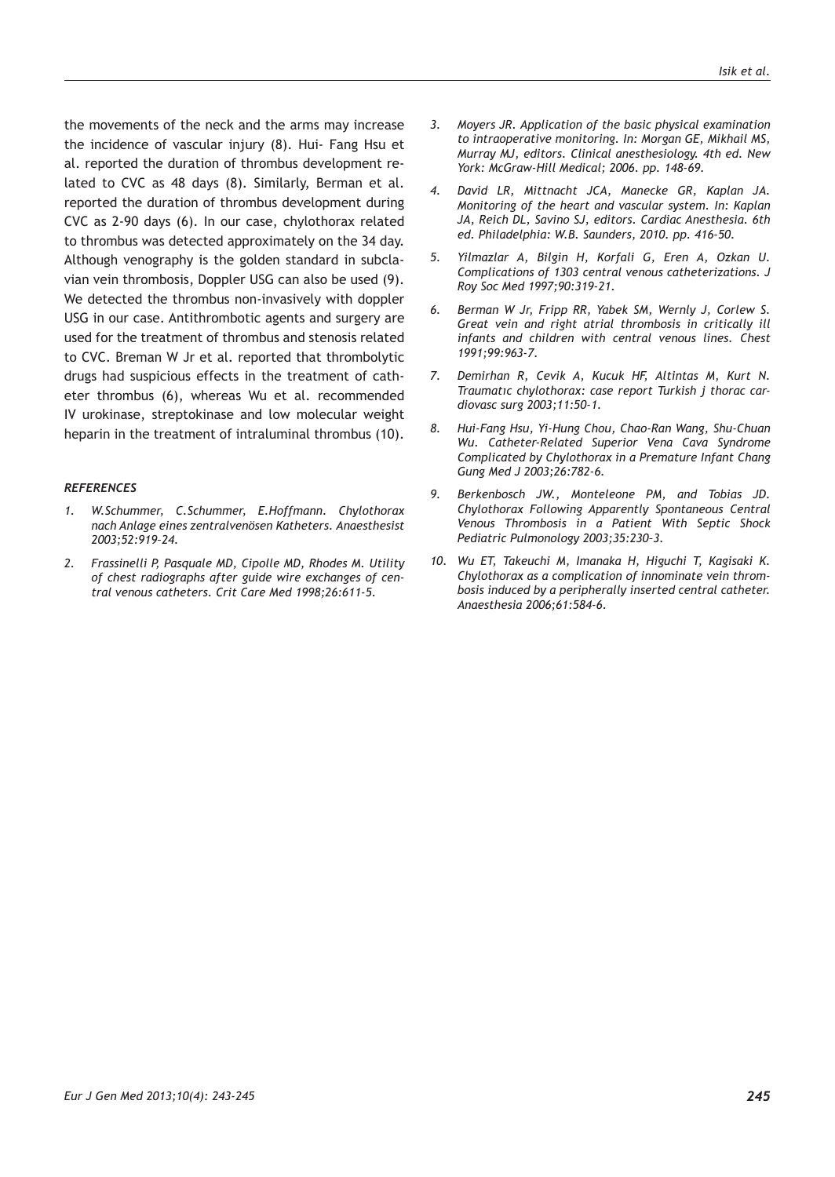the movements of the neck and the arms may increase the incidence of vascular injury (8). Hui- Fang Hsu et al. reported the duration of thrombus development related to CVC as 48 days (8). Similarly, Berman et al. reported the duration of thrombus development during CVC as 2-90 days (6). In our case, chylothorax related to thrombus was detected approximately on the 34 day. Although venography is the golden standard in subclavian vein thrombosis, Doppler USG can also be used (9). We detected the thrombus non-invasively with doppler USG in our case. Antithrombotic agents and surgery are used for the treatment of thrombus and stenosis related to CVC. Breman W Jr et al. reported that thrombolytic drugs had suspicious effects in the treatment of catheter thrombus (6), whereas Wu et al. recommended IV urokinase, streptokinase and low molecular weight heparin in the treatment of intraluminal thrombus (10).

### *REFERENCES*

1. *W.Schummer, C.Schummer, E.Hoffmann. Chylothorax nach Anlage eines zentralvenösen Katheters. Anaesthesist 2003;52:919-24.*
2. *Frassinelli P, Pasquale MD, Cipolle MD, Rhodes M. Utility of chest radiographs after guide wire exchanges of central venous catheters. Crit Care Med 1998;26:611-5.*
3. *Moyers JR. Application of the basic physical examination to intraoperative monitoring. In: Morgan GE, Mikhail MS, Murray MJ, editors. Clinical anesthesiology. 4th ed. New York: McGraw-Hill Medical; 2006. pp. 148-69.*
4. *David LR, Mittnacht JCA, Manecke GR, Kaplan JA. Monitoring of the heart and vascular system. In: Kaplan JA, Reich DL, Savino SJ, editors. Cardiac Anesthesia. 6th ed. Philadelphia: W.B. Saunders, 2010. pp. 416-50.*
5. *Yilmazlar A, Bilgin H, Korfali G, Eren A, Ozkan U. Complications of 1303 central venous catheterizations. J Roy Soc Med 1997;90:319-21.*
6. *Berman W Jr, Fripp RR, Yabek SM, Wernly J, Corlew S. Great vein and right atrial thrombosis in critically ill infants and children with central venous lines. Chest 1991;99:963-7.*
7. *Demirhan R, Cevik A, Kucuk HF, Altintas M, Kurt N. Traumatıc chylothorax: case report Turkish j thorac cardiovasc surg 2003;11:50-1.*
8. *Hui-Fang Hsu, Yi-Hung Chou, Chao-Ran Wang, Shu-Chuan Wu. Catheter-Related Superior Vena Cava Syndrome Complicated by Chylothorax in a Premature Infant Chang Gung Med J 2003;26:782-6.*
9. *Berkenbosch JW., Monteleone PM, and Tobias JD. Chylothorax Following Apparently Spontaneous Central Venous Thrombosis in a Patient With Septic Shock Pediatric Pulmonology 2003;35:230–3.*
10. *Wu ET, Takeuchi M, Imanaka H, Higuchi T, Kagisaki K. Chylothorax as a complication of innominate vein thrombosis induced by a peripherally inserted central catheter. Anaesthesia 2006;61:584-6.*